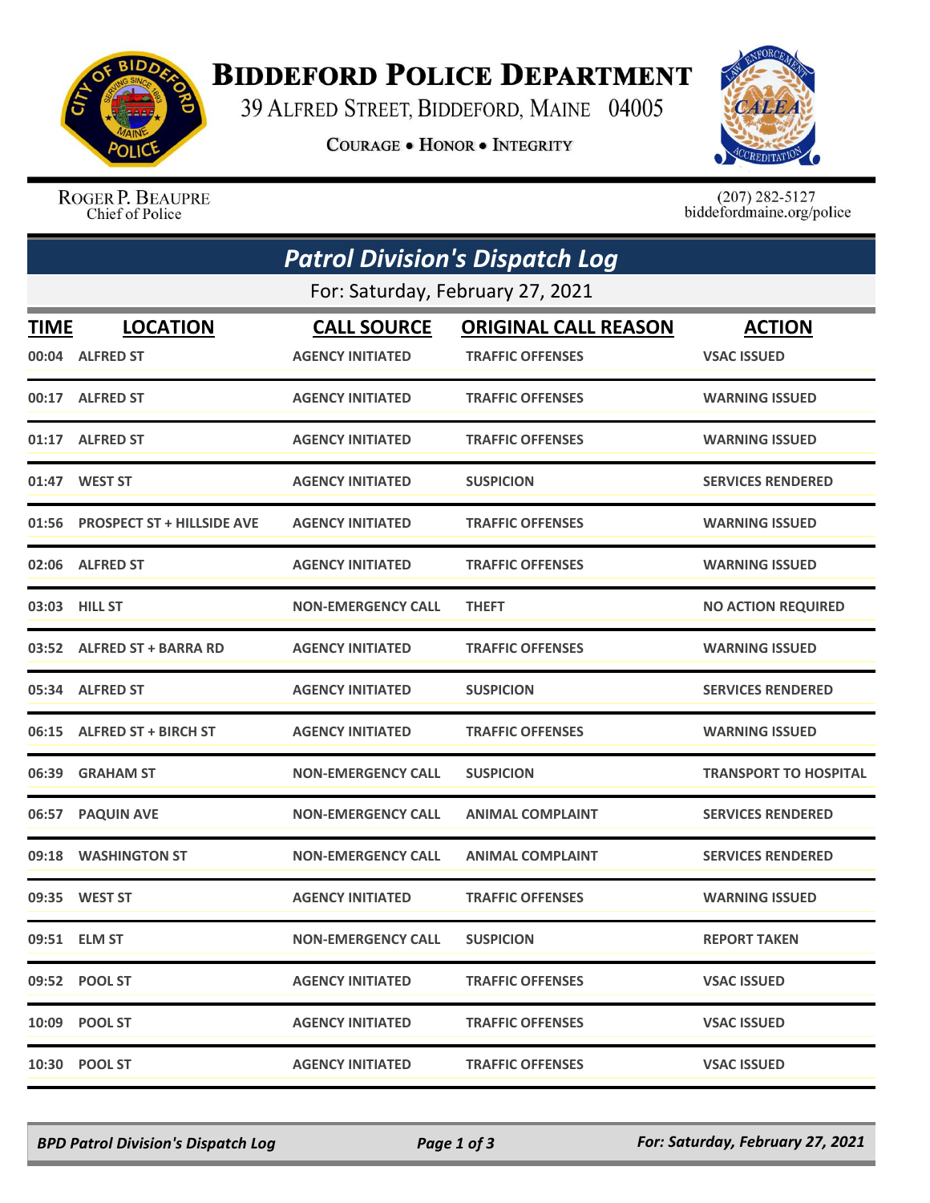# BIDDEFORD POLICE DEPARTMENT

39 ALFRED STREET, BIDDEFORD, MAINE 04005

COURAGE • HONOR • INTEGRITY

ROGER P. BEAUPRE
Chief of Police

(207) 282-5127
biddefordmaine.org/police

## *Patrol Division's Dispatch Log*

For: Saturday, February 27, 2021

| TIME | LOCATION | CALL SOURCE | ORIGINAL CALL REASON | ACTION |
|---|---|---|---|---|
| 00:04 | ALFRED ST | AGENCY INITIATED | TRAFFIC OFFENSES | VSAC ISSUED |
| 00:17 | ALFRED ST | AGENCY INITIATED | TRAFFIC OFFENSES | WARNING ISSUED |
| 01:17 | ALFRED ST | AGENCY INITIATED | TRAFFIC OFFENSES | WARNING ISSUED |
| 01:47 | WEST ST | AGENCY INITIATED | SUSPICION | SERVICES RENDERED |
| 01:56 | PROSPECT ST + HILLSIDE AVE | AGENCY INITIATED | TRAFFIC OFFENSES | WARNING ISSUED |
| 02:06 | ALFRED ST | AGENCY INITIATED | TRAFFIC OFFENSES | WARNING ISSUED |
| 03:03 | HILL ST | NON-EMERGENCY CALL | THEFT | NO ACTION REQUIRED |
| 03:52 | ALFRED ST + BARRA RD | AGENCY INITIATED | TRAFFIC OFFENSES | WARNING ISSUED |
| 05:34 | ALFRED ST | AGENCY INITIATED | SUSPICION | SERVICES RENDERED |
| 06:15 | ALFRED ST + BIRCH ST | AGENCY INITIATED | TRAFFIC OFFENSES | WARNING ISSUED |
| 06:39 | GRAHAM ST | NON-EMERGENCY CALL | SUSPICION | TRANSPORT TO HOSPITAL |
| 06:57 | PAQUIN AVE | NON-EMERGENCY CALL | ANIMAL COMPLAINT | SERVICES RENDERED |
| 09:18 | WASHINGTON ST | NON-EMERGENCY CALL | ANIMAL COMPLAINT | SERVICES RENDERED |
| 09:35 | WEST ST | AGENCY INITIATED | TRAFFIC OFFENSES | WARNING ISSUED |
| 09:51 | ELM ST | NON-EMERGENCY CALL | SUSPICION | REPORT TAKEN |
| 09:52 | POOL ST | AGENCY INITIATED | TRAFFIC OFFENSES | VSAC ISSUED |
| 10:09 | POOL ST | AGENCY INITIATED | TRAFFIC OFFENSES | VSAC ISSUED |
| 10:30 | POOL ST | AGENCY INITIATED | TRAFFIC OFFENSES | VSAC ISSUED |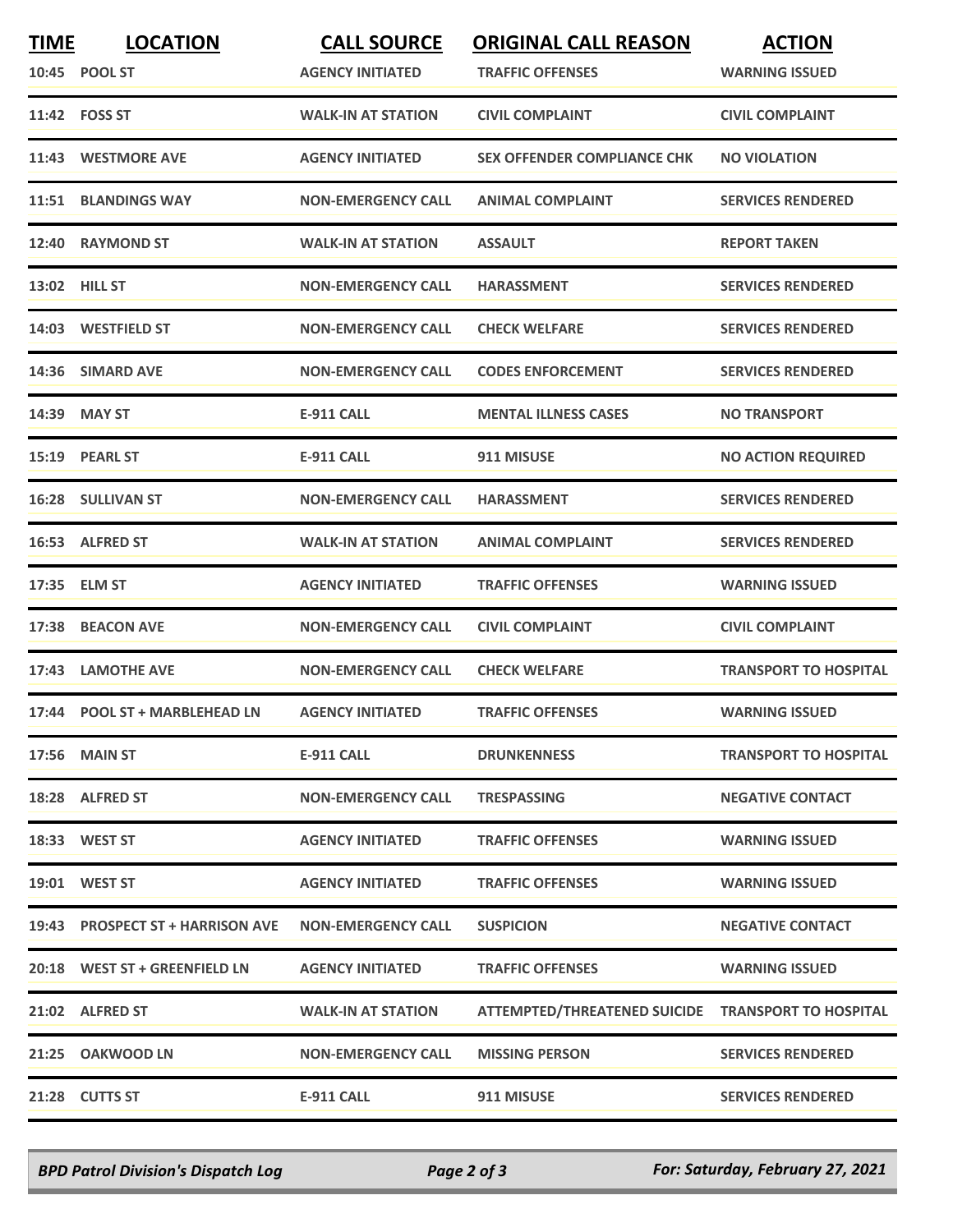| TIME | LOCATION | CALL SOURCE | ORIGINAL CALL REASON | ACTION |
|---|---|---|---|---|
| 10:45 | POOL ST | AGENCY INITIATED | TRAFFIC OFFENSES | WARNING ISSUED |
| 11:42 | FOSS ST | WALK-IN AT STATION | CIVIL COMPLAINT | CIVIL COMPLAINT |
| 11:43 | WESTMORE AVE | AGENCY INITIATED | SEX OFFENDER COMPLIANCE CHK | NO VIOLATION |
| 11:51 | BLANDINGS WAY | NON-EMERGENCY CALL | ANIMAL COMPLAINT | SERVICES RENDERED |
| 12:40 | RAYMOND ST | WALK-IN AT STATION | ASSAULT | REPORT TAKEN |
| 13:02 | HILL ST | NON-EMERGENCY CALL | HARASSMENT | SERVICES RENDERED |
| 14:03 | WESTFIELD ST | NON-EMERGENCY CALL | CHECK WELFARE | SERVICES RENDERED |
| 14:36 | SIMARD AVE | NON-EMERGENCY CALL | CODES ENFORCEMENT | SERVICES RENDERED |
| 14:39 | MAY ST | E-911 CALL | MENTAL ILLNESS CASES | NO TRANSPORT |
| 15:19 | PEARL ST | E-911 CALL | 911 MISUSE | NO ACTION REQUIRED |
| 16:28 | SULLIVAN ST | NON-EMERGENCY CALL | HARASSMENT | SERVICES RENDERED |
| 16:53 | ALFRED ST | WALK-IN AT STATION | ANIMAL COMPLAINT | SERVICES RENDERED |
| 17:35 | ELM ST | AGENCY INITIATED | TRAFFIC OFFENSES | WARNING ISSUED |
| 17:38 | BEACON AVE | NON-EMERGENCY CALL | CIVIL COMPLAINT | CIVIL COMPLAINT |
| 17:43 | LAMOTHE AVE | NON-EMERGENCY CALL | CHECK WELFARE | TRANSPORT TO HOSPITAL |
| 17:44 | POOL ST + MARBLEHEAD LN | AGENCY INITIATED | TRAFFIC OFFENSES | WARNING ISSUED |
| 17:56 | MAIN ST | E-911 CALL | DRUNKENNESS | TRANSPORT TO HOSPITAL |
| 18:28 | ALFRED ST | NON-EMERGENCY CALL | TRESPASSING | NEGATIVE CONTACT |
| 18:33 | WEST ST | AGENCY INITIATED | TRAFFIC OFFENSES | WARNING ISSUED |
| 19:01 | WEST ST | AGENCY INITIATED | TRAFFIC OFFENSES | WARNING ISSUED |
| 19:43 | PROSPECT ST + HARRISON AVE | NON-EMERGENCY CALL | SUSPICION | NEGATIVE CONTACT |
| 20:18 | WEST ST + GREENFIELD LN | AGENCY INITIATED | TRAFFIC OFFENSES | WARNING ISSUED |
| 21:02 | ALFRED ST | WALK-IN AT STATION | ATTEMPTED/THREATENED SUICIDE | TRANSPORT TO HOSPITAL |
| 21:25 | OAKWOOD LN | NON-EMERGENCY CALL | MISSING PERSON | SERVICES RENDERED |
| 21:28 | CUTTS ST | E-911 CALL | 911 MISUSE | SERVICES RENDERED |

*BPD Patrol Division's Dispatch Log* — *For: Saturday, February 27, 2021*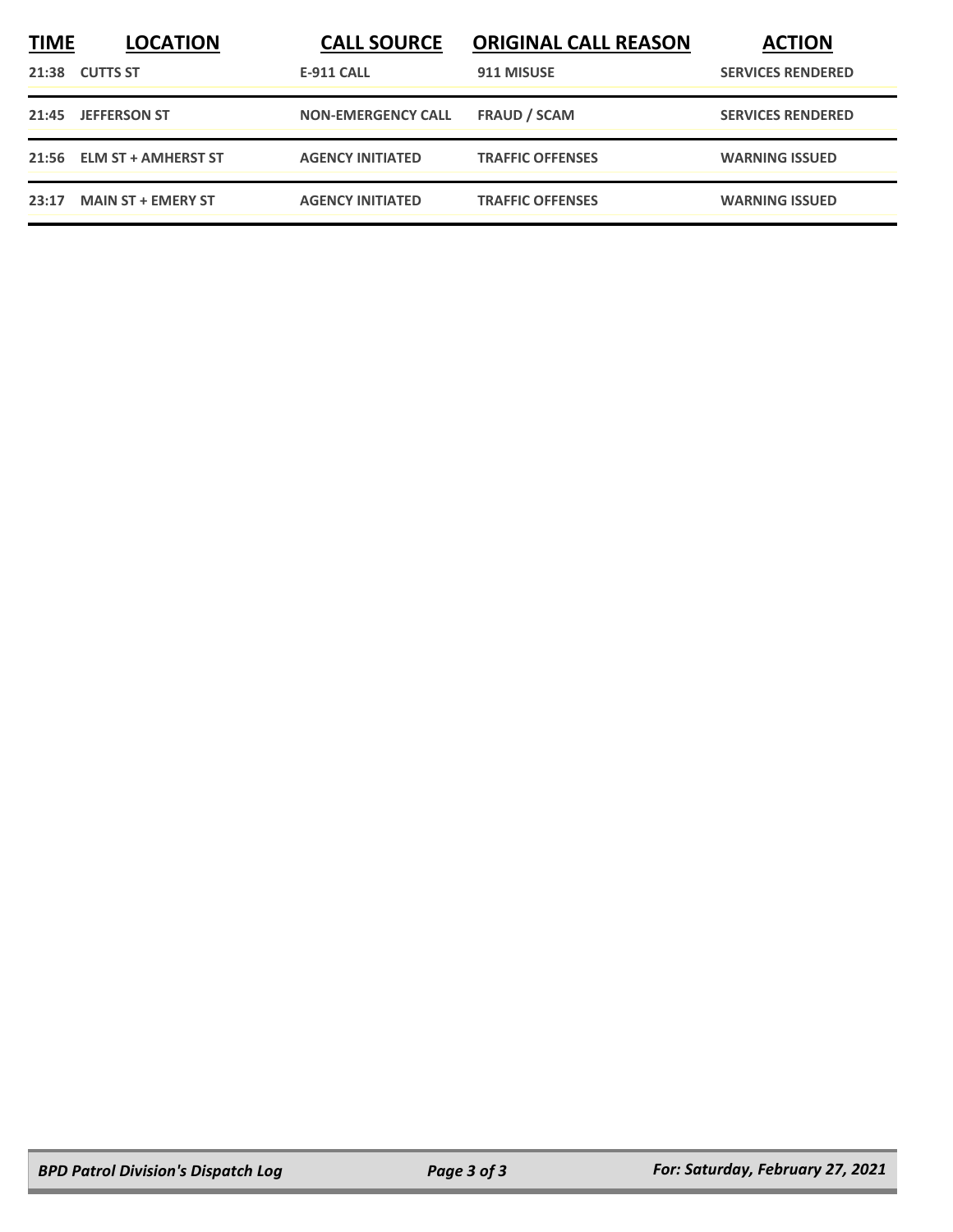| TIME | LOCATION | CALL SOURCE | ORIGINAL CALL REASON | ACTION |
| --- | --- | --- | --- | --- |
| 21:38 | CUTTS ST | E-911 CALL | 911 MISUSE | SERVICES RENDERED |
| 21:45 | JEFFERSON ST | NON-EMERGENCY CALL | FRAUD / SCAM | SERVICES RENDERED |
| 21:56 | ELM ST + AMHERST ST | AGENCY INITIATED | TRAFFIC OFFENSES | WARNING ISSUED |
| 23:17 | MAIN ST + EMERY ST | AGENCY INITIATED | TRAFFIC OFFENSES | WARNING ISSUED |